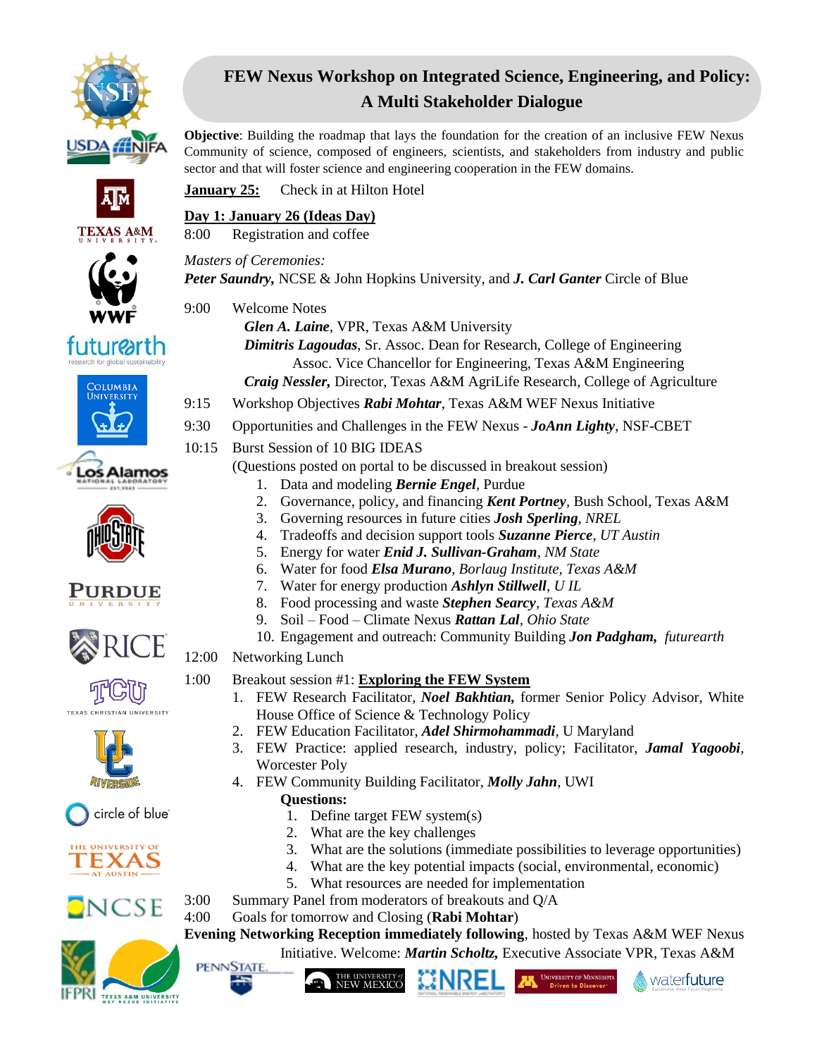# FEW Nexus Workshop on Integrated Science, Engineering, and Policy: A Multi Stakeholder Dialogue

**Objective**: Building the roadmap that lays the foundation for the creation of an inclusive FEW Nexus Community of science, composed of engineers, scientists, and stakeholders from industry and public sector and that will foster science and engineering cooperation in the FEW domains.

**January 25:** Check in at Hilton Hotel

## Day 1: January 26 (Ideas Day)

8:00 Registration and coffee

*Masters of Ceremonies:*
***Peter Saundry,*** NCSE & John Hopkins University, and ***J. Carl Ganter*** Circle of Blue

9:00 Welcome Notes

***Glen A. Laine***, VPR, Texas A&M University
***Dimitris Lagoudas***, Sr. Assoc. Dean for Research, College of Engineering
Assoc. Vice Chancellor for Engineering, Texas A&M Engineering
***Craig Nessler,*** Director, Texas A&M AgriLife Research, College of Agriculture

9:15 Workshop Objectives ***Rabi Mohtar***, Texas A&M WEF Nexus Initiative

9:30 Opportunities and Challenges in the FEW Nexus - ***JoAnn Lighty***, NSF-CBET

10:15 Burst Session of 10 BIG IDEAS
(Questions posted on portal to be discussed in breakout session)

1. Data and modeling ***Bernie Engel***, Purdue
2. Governance, policy, and financing ***Kent Portney***, Bush School, Texas A&M
3. Governing resources in future cities ***Josh Sperling***, *NREL*
4. Tradeoffs and decision support tools ***Suzanne Pierce***, *UT Austin*
5. Energy for water ***Enid J. Sullivan-Graham***, *NM State*
6. Water for food ***Elsa Murano***, *Borlaug Institute, Texas A&M*
7. Water for energy production ***Ashlyn Stillwell***, *U IL*
8. Food processing and waste ***Stephen Searcy***, *Texas A&M*
9. Soil – Food – Climate Nexus ***Rattan Lal***, *Ohio State*
10. Engagement and outreach: Community Building ***Jon Padgham,*** *futurearth*

12:00 Networking Lunch

1:00 Breakout session #1: **Exploring the FEW System**

1. FEW Research Facilitator, ***Noel Bakhtian,*** former Senior Policy Advisor, White House Office of Science & Technology Policy
2. FEW Education Facilitator, ***Adel Shirmohammadi***, U Maryland
3. FEW Practice: applied research, industry, policy; Facilitator, ***Jamal Yagoobi***, Worcester Poly
4. FEW Community Building Facilitator, ***Molly Jahn***, UWI

**Questions:**

1. Define target FEW system(s)
2. What are the key challenges
3. What are the solutions (immediate possibilities to leverage opportunities)
4. What are the key potential impacts (social, environmental, economic)
5. What resources are needed for implementation

3:00 Summary Panel from moderators of breakouts and Q/A

4:00 Goals for tomorrow and Closing (**Rabi Mohtar**)

**Evening Networking Reception immediately following**, hosted by Texas A&M WEF Nexus Initiative. Welcome: ***Martin Scholtz,*** Executive Associate VPR, Texas A&M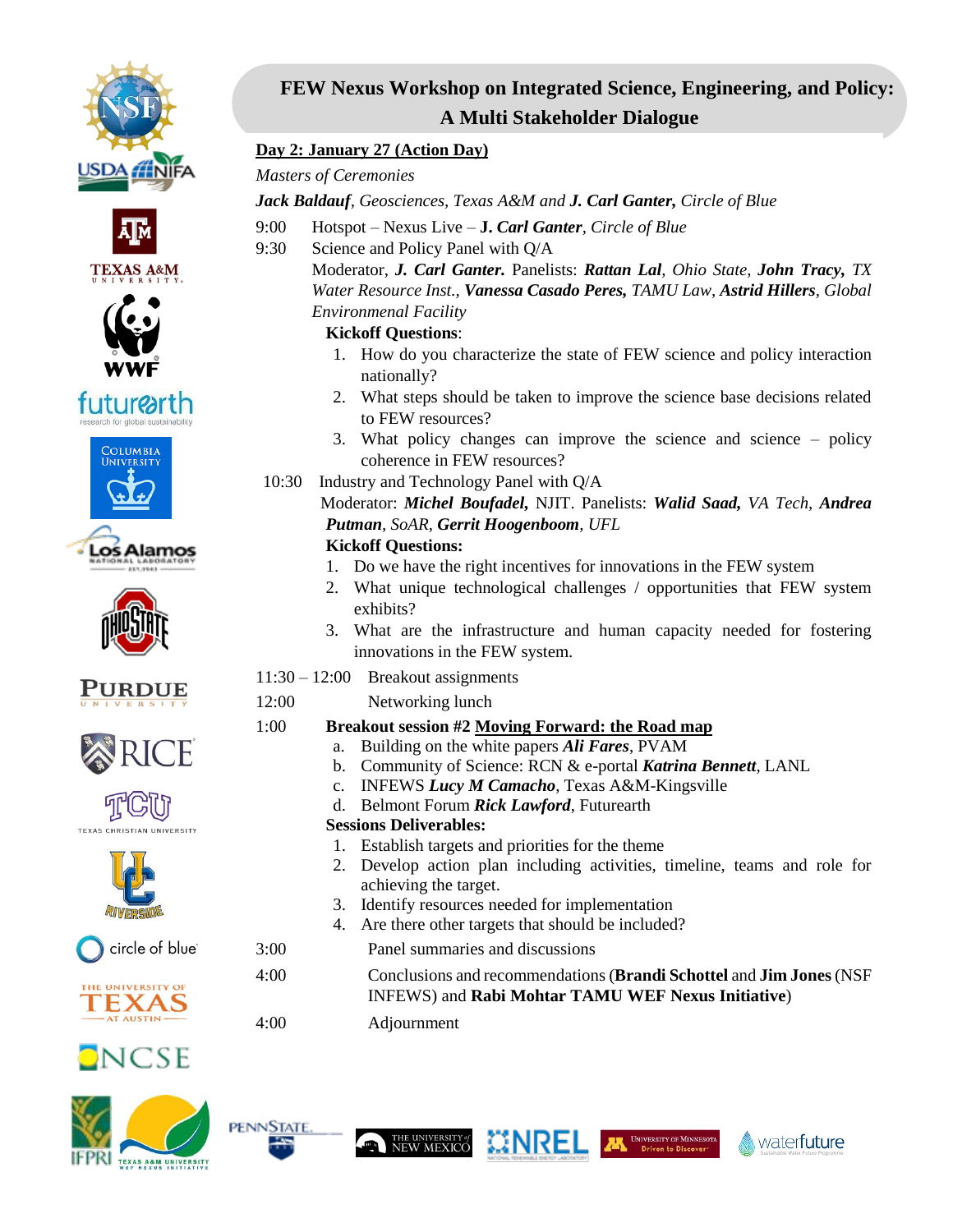# FEW Nexus Workshop on Integrated Science, Engineering, and Policy: A Multi Stakeholder Dialogue

## Day 2: January 27 (Action Day)

*Masters of Ceremonies*

***Jack Baldauf****, Geosciences, Texas A&M and* ***J. Carl Ganter,*** *Circle of Blue*

9:00 Hotspot – Nexus Live – **J.** ***Carl Ganter****, Circle of Blue*

9:30 Science and Policy Panel with Q/A

Moderator, ***J. Carl Ganter.*** Panelists: ***Rattan Lal****, Ohio State,* ***John Tracy,*** *TX Water Resource Inst.,* ***Vanessa Casado Peres,*** *TAMU Law,* ***Astrid Hillers****, Global Environmental Facility*

**Kickoff Questions**:

1. How do you characterize the state of FEW science and policy interaction nationally?
2. What steps should be taken to improve the science base decisions related to FEW resources?
3. What policy changes can improve the science and science – policy coherence in FEW resources?

10:30 Industry and Technology Panel with Q/A

Moderator: ***Michel Boufadel***, NJIT. Panelists: ***Walid Saad,*** *VA Tech,* ***Andrea Putman****, SoAR,* ***Gerrit Hoogenboom***, *UFL*

**Kickoff Questions:**

1. Do we have the right incentives for innovations in the FEW system
2. What unique technological challenges / opportunities that FEW system exhibits?
3. What are the infrastructure and human capacity needed for fostering innovations in the FEW system.

11:30 – 12:00 Breakout assignments

12:00 Networking lunch

1:00 **Breakout session #2** **Moving Forward: the Road map**

a. Building on the white papers ***Ali Fares***, PVAM
b. Community of Science: RCN & e-portal ***Katrina Bennett***, LANL
c. INFEWS ***Lucy M Camacho***, Texas A&M-Kingsville
d. Belmont Forum ***Rick Lawford***, Futurearth

**Sessions Deliverables:**

1. Establish targets and priorities for the theme
2. Develop action plan including activities, timeline, teams and role for achieving the target.
3. Identify resources needed for implementation
4. Are there other targets that should be included?

3:00 Panel summaries and discussions

4:00 Conclusions and recommendations (**Brandi Schottel** and **Jim Jones** (NSF INFEWS) and **Rabi Mohtar TAMU WEF Nexus Initiative**)

4:00 Adjournment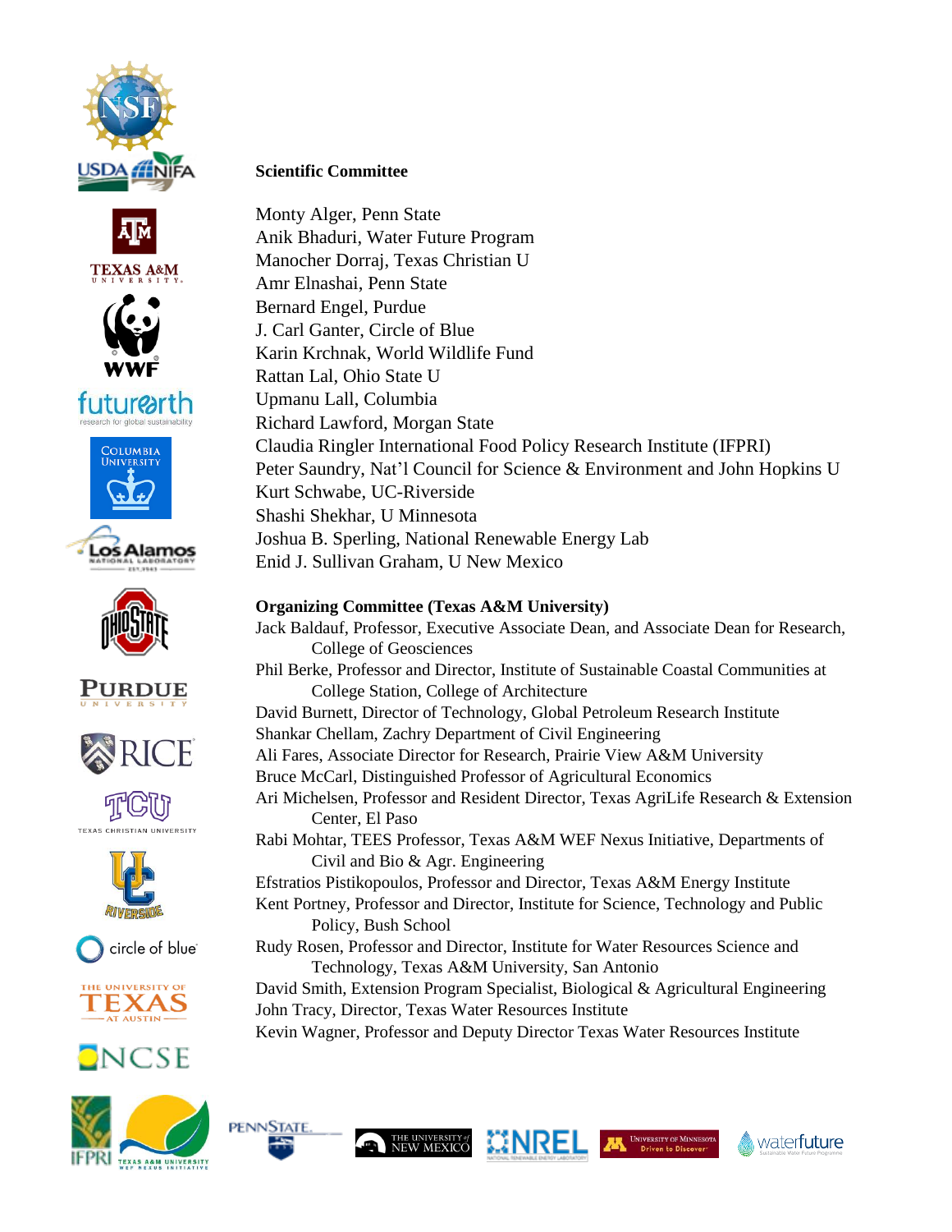**Scientific Committee**

Monty Alger, Penn State
Anik Bhaduri, Water Future Program
Manocher Dorraj, Texas Christian U
Amr Elnashai, Penn State
Bernard Engel, Purdue
J. Carl Ganter, Circle of Blue
Karin Krchnak, World Wildlife Fund
Rattan Lal, Ohio State U
Upmanu Lall, Columbia
Richard Lawford, Morgan State
Claudia Ringler International Food Policy Research Institute (IFPRI)
Peter Saundry, Nat'l Council for Science & Environment and John Hopkins U
Kurt Schwabe, UC-Riverside
Shashi Shekhar, U Minnesota
Joshua B. Sperling, National Renewable Energy Lab
Enid J. Sullivan Graham, U New Mexico

**Organizing Committee (Texas A&M University)**

Jack Baldauf, Professor, Executive Associate Dean, and Associate Dean for Research, College of Geosciences
Phil Berke, Professor and Director, Institute of Sustainable Coastal Communities at College Station, College of Architecture
David Burnett, Director of Technology, Global Petroleum Research Institute
Shankar Chellam, Zachry Department of Civil Engineering
Ali Fares, Associate Director for Research, Prairie View A&M University
Bruce McCarl, Distinguished Professor of Agricultural Economics
Ari Michelsen, Professor and Resident Director, Texas AgriLife Research & Extension Center, El Paso
Rabi Mohtar, TEES Professor, Texas A&M WEF Nexus Initiative, Departments of Civil and Bio & Agr. Engineering
Efstratios Pistikopoulos, Professor and Director, Texas A&M Energy Institute
Kent Portney, Professor and Director, Institute for Science, Technology and Public Policy, Bush School
Rudy Rosen, Professor and Director, Institute for Water Resources Science and Technology, Texas A&M University, San Antonio
David Smith, Extension Program Specialist, Biological & Agricultural Engineering
John Tracy, Director, Texas Water Resources Institute
Kevin Wagner, Professor and Deputy Director Texas Water Resources Institute